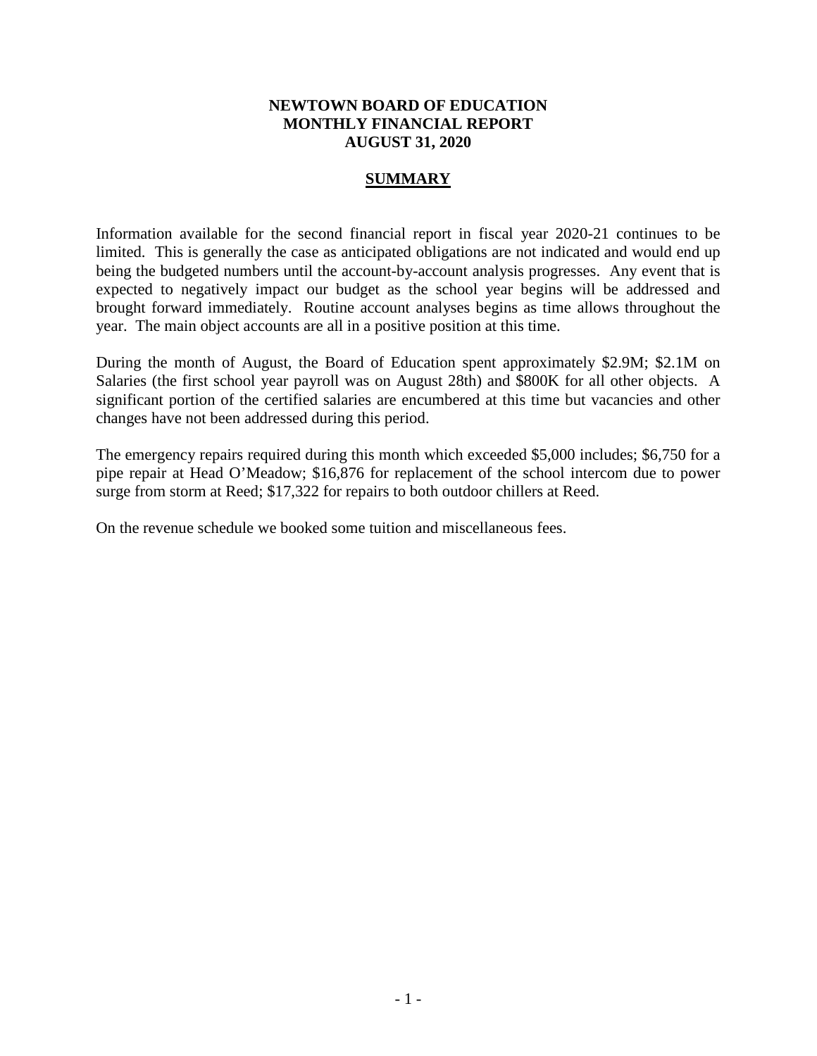# NEWTOWN BOARD OF EDUCATION
# MONTHLY FINANCIAL REPORT
# AUGUST 31, 2020

## SUMMARY

Information available for the second financial report in fiscal year 2020-21 continues to be limited. This is generally the case as anticipated obligations are not indicated and would end up being the budgeted numbers until the account-by-account analysis progresses. Any event that is expected to negatively impact our budget as the school year begins will be addressed and brought forward immediately. Routine account analyses begins as time allows throughout the year. The main object accounts are all in a positive position at this time.

During the month of August, the Board of Education spent approximately $2.9M; $2.1M on Salaries (the first school year payroll was on August 28th) and $800K for all other objects. A significant portion of the certified salaries are encumbered at this time but vacancies and other changes have not been addressed during this period.

The emergency repairs required during this month which exceeded $5,000 includes; $6,750 for a pipe repair at Head O'Meadow; $16,876 for replacement of the school intercom due to power surge from storm at Reed; $17,322 for repairs to both outdoor chillers at Reed.

On the revenue schedule we booked some tuition and miscellaneous fees.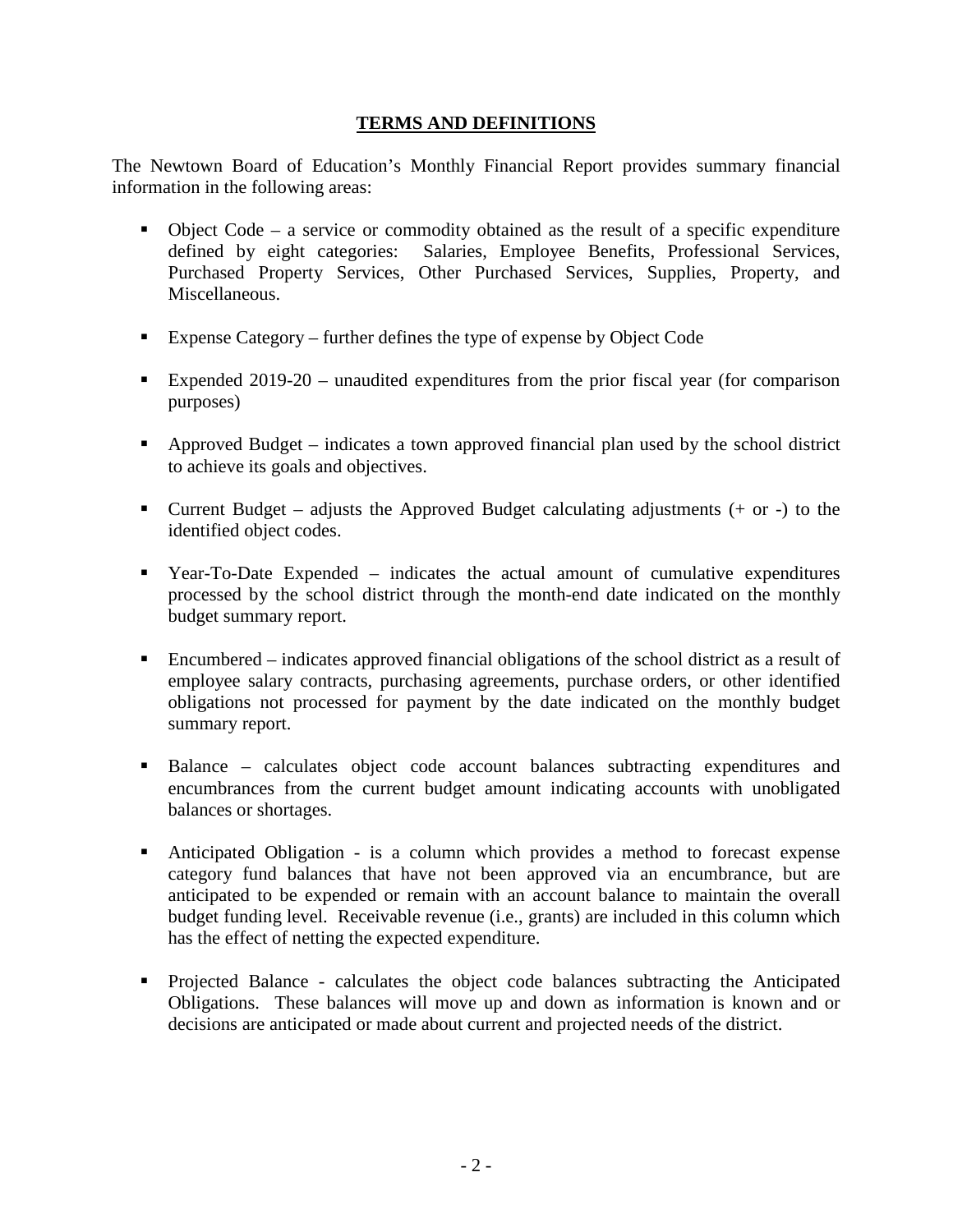## TERMS AND DEFINITIONS

The Newtown Board of Education's Monthly Financial Report provides summary financial information in the following areas:

- Object Code – a service or commodity obtained as the result of a specific expenditure defined by eight categories: Salaries, Employee Benefits, Professional Services, Purchased Property Services, Other Purchased Services, Supplies, Property, and Miscellaneous.
- Expense Category – further defines the type of expense by Object Code
- Expended 2019-20 – unaudited expenditures from the prior fiscal year (for comparison purposes)
- Approved Budget – indicates a town approved financial plan used by the school district to achieve its goals and objectives.
- Current Budget – adjusts the Approved Budget calculating adjustments (+ or -) to the identified object codes.
- Year-To-Date Expended – indicates the actual amount of cumulative expenditures processed by the school district through the month-end date indicated on the monthly budget summary report.
- Encumbered – indicates approved financial obligations of the school district as a result of employee salary contracts, purchasing agreements, purchase orders, or other identified obligations not processed for payment by the date indicated on the monthly budget summary report.
- Balance – calculates object code account balances subtracting expenditures and encumbrances from the current budget amount indicating accounts with unobligated balances or shortages.
- Anticipated Obligation - is a column which provides a method to forecast expense category fund balances that have not been approved via an encumbrance, but are anticipated to be expended or remain with an account balance to maintain the overall budget funding level. Receivable revenue (i.e., grants) are included in this column which has the effect of netting the expected expenditure.
- Projected Balance - calculates the object code balances subtracting the Anticipated Obligations. These balances will move up and down as information is known and or decisions are anticipated or made about current and projected needs of the district.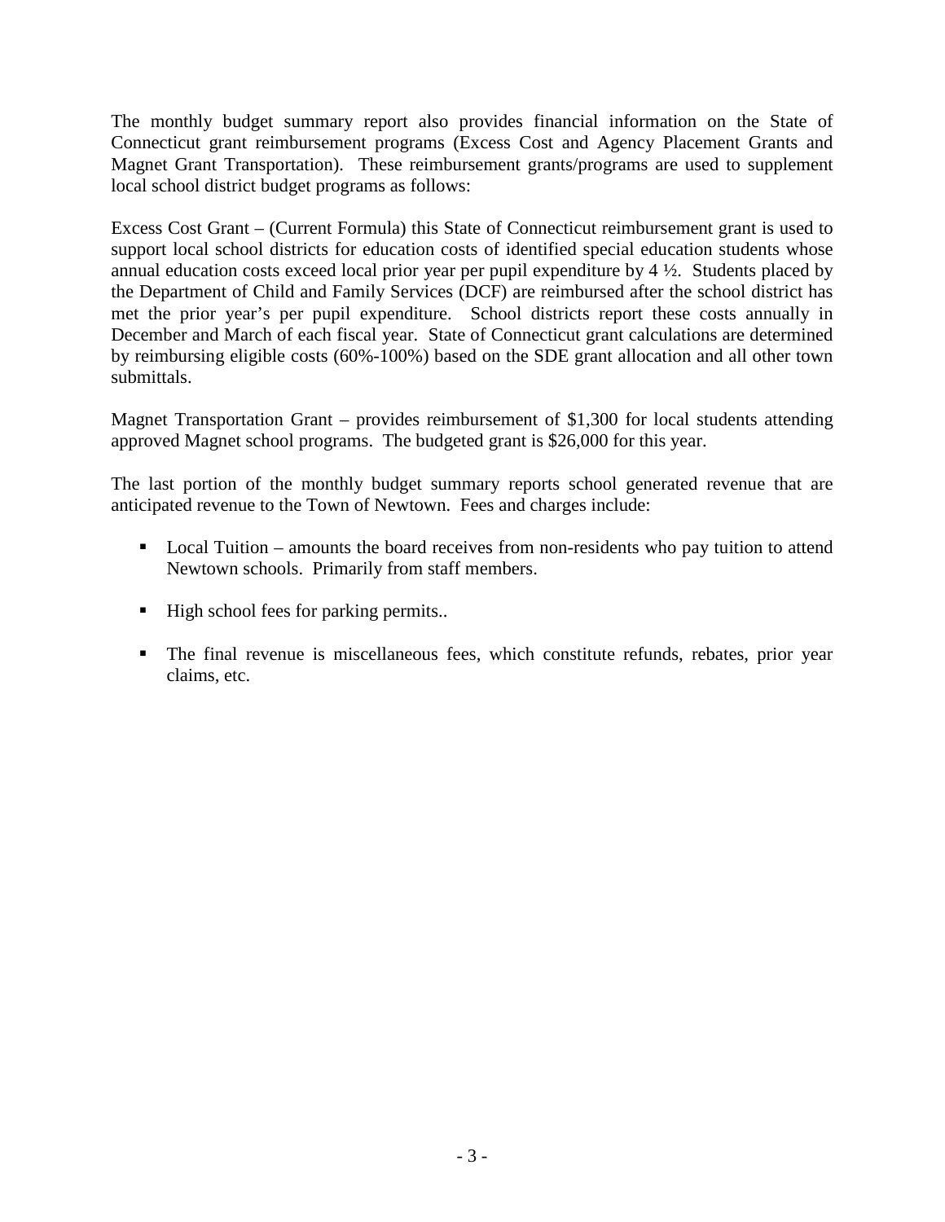The monthly budget summary report also provides financial information on the State of Connecticut grant reimbursement programs (Excess Cost and Agency Placement Grants and Magnet Grant Transportation). These reimbursement grants/programs are used to supplement local school district budget programs as follows:

Excess Cost Grant – (Current Formula) this State of Connecticut reimbursement grant is used to support local school districts for education costs of identified special education students whose annual education costs exceed local prior year per pupil expenditure by 4 ½. Students placed by the Department of Child and Family Services (DCF) are reimbursed after the school district has met the prior year's per pupil expenditure. School districts report these costs annually in December and March of each fiscal year. State of Connecticut grant calculations are determined by reimbursing eligible costs (60%-100%) based on the SDE grant allocation and all other town submittals.

Magnet Transportation Grant – provides reimbursement of $1,300 for local students attending approved Magnet school programs. The budgeted grant is $26,000 for this year.

The last portion of the monthly budget summary reports school generated revenue that are anticipated revenue to the Town of Newtown. Fees and charges include:

- Local Tuition – amounts the board receives from non-residents who pay tuition to attend Newtown schools. Primarily from staff members.
- High school fees for parking permits..
- The final revenue is miscellaneous fees, which constitute refunds, rebates, prior year claims, etc.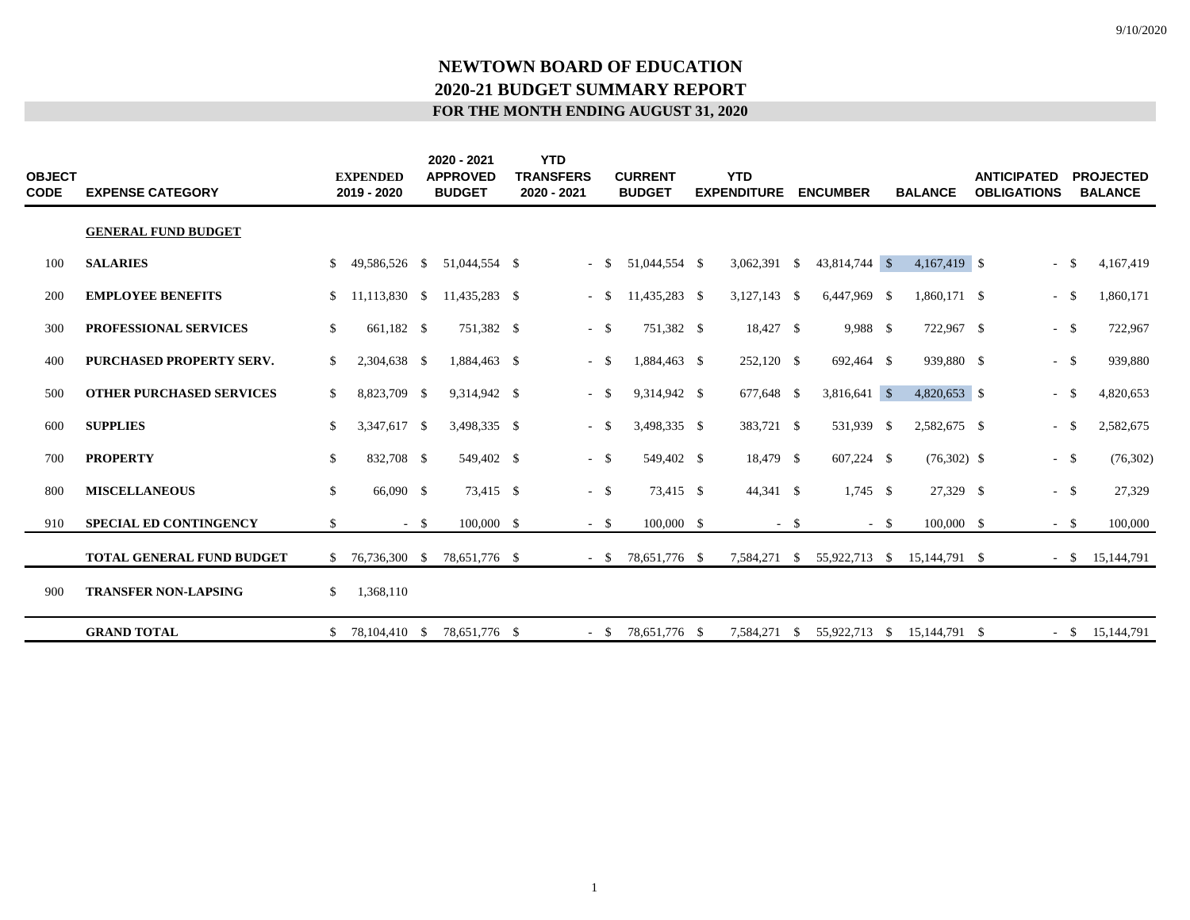9/10/2020

# NEWTOWN BOARD OF EDUCATION
## 2020-21 BUDGET SUMMARY REPORT
### FOR THE MONTH ENDING AUGUST 31, 2020

| OBJECT CODE | EXPENSE CATEGORY | EXPENDED 2019 - 2020 | 2020 - 2021 APPROVED BUDGET | YTD TRANSFERS 2020 - 2021 | CURRENT BUDGET | YTD EXPENDITURE | ENCUMBER | BALANCE | ANTICIPATED OBLIGATIONS | PROJECTED BALANCE |
|---|---|---|---|---|---|---|---|---|---|---|
| | **GENERAL FUND BUDGET** | | | | | | | | | |
| 100 | **SALARIES** | $ 49,586,526 | $ 51,044,554 | $ - | $ 51,044,554 | $ 3,062,391 | $ 43,814,744 | $ 4,167,419 | $ - | $ 4,167,419 |
| 200 | **EMPLOYEE BENEFITS** | $ 11,113,830 | $ 11,435,283 | $ - | $ 11,435,283 | $ 3,127,143 | $ 6,447,969 | $ 1,860,171 | $ - | $ 1,860,171 |
| 300 | **PROFESSIONAL SERVICES** | $ 661,182 | $ 751,382 | $ - | $ 751,382 | $ 18,427 | $ 9,988 | $ 722,967 | $ - | $ 722,967 |
| 400 | **PURCHASED PROPERTY SERV.** | $ 2,304,638 | $ 1,884,463 | $ - | $ 1,884,463 | $ 252,120 | $ 692,464 | $ 939,880 | $ - | $ 939,880 |
| 500 | **OTHER PURCHASED SERVICES** | $ 8,823,709 | $ 9,314,942 | $ - | $ 9,314,942 | $ 677,648 | $ 3,816,641 | $ 4,820,653 | $ - | $ 4,820,653 |
| 600 | **SUPPLIES** | $ 3,347,617 | $ 3,498,335 | $ - | $ 3,498,335 | $ 383,721 | $ 531,939 | $ 2,582,675 | $ - | $ 2,582,675 |
| 700 | **PROPERTY** | $ 832,708 | $ 549,402 | $ - | $ 549,402 | $ 18,479 | $ 607,224 | $ (76,302) | $ - | $ (76,302) |
| 800 | **MISCELLANEOUS** | $ 66,090 | $ 73,415 | $ - | $ 73,415 | $ 44,341 | $ 1,745 | $ 27,329 | $ - | $ 27,329 |
| 910 | **SPECIAL ED CONTINGENCY** | $ - | $ 100,000 | $ - | $ 100,000 | $ - | $ - | $ 100,000 | $ - | $ 100,000 |
| | **TOTAL GENERAL FUND BUDGET** | $ 76,736,300 | $ 78,651,776 | $ - | $ 78,651,776 | $ 7,584,271 | $ 55,922,713 | $ 15,144,791 | $ - | $ 15,144,791 |
| 900 | **TRANSFER NON-LAPSING** | $ 1,368,110 | | | | | | | | |
| | **GRAND TOTAL** | $ 78,104,410 | $ 78,651,776 | $ - | $ 78,651,776 | $ 7,584,271 | $ 55,922,713 | $ 15,144,791 | $ - | $ 15,144,791 |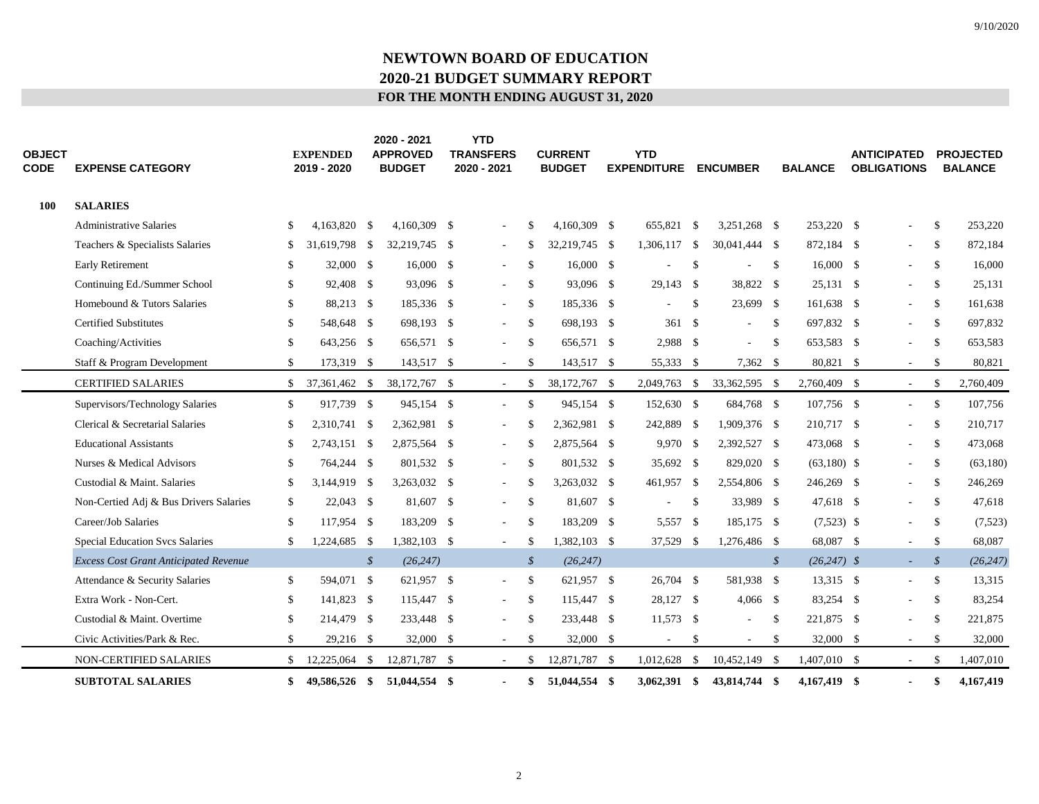9/10/2020

# NEWTOWN BOARD OF EDUCATION
## 2020-21 BUDGET SUMMARY REPORT
### FOR THE MONTH ENDING AUGUST 31, 2020

| OBJECT CODE | EXPENSE CATEGORY | EXPENDED 2019 - 2020 | 2020 - 2021 APPROVED BUDGET | YTD TRANSFERS 2020 - 2021 | CURRENT BUDGET | YTD EXPENDITURE | ENCUMBER | BALANCE | ANTICIPATED OBLIGATIONS | PROJECTED BALANCE |
|---|---|---|---|---|---|---|---|---|---|---|
| **100** | **SALARIES** | | | | | | | | | |
| | Administrative Salaries | $ 4,163,820 | $ 4,160,309 | $ - | $ 4,160,309 | $ 655,821 | $ 3,251,268 | $ 253,220 | $ - | $ 253,220 |
| | Teachers & Specialists Salaries | $ 31,619,798 | $ 32,219,745 | $ - | $ 32,219,745 | $ 1,306,117 | $ 30,041,444 | $ 872,184 | $ - | $ 872,184 |
| | Early Retirement | $ 32,000 | $ 16,000 | $ - | $ 16,000 | $ - | $ - | $ 16,000 | $ - | $ 16,000 |
| | Continuing Ed./Summer School | $ 92,408 | $ 93,096 | $ - | $ 93,096 | $ 29,143 | $ 38,822 | $ 25,131 | $ - | $ 25,131 |
| | Homebound & Tutors Salaries | $ 88,213 | $ 185,336 | $ - | $ 185,336 | $ - | $ 23,699 | $ 161,638 | $ - | $ 161,638 |
| | Certified Substitutes | $ 548,648 | $ 698,193 | $ - | $ 698,193 | $ 361 | $ - | $ 697,832 | $ - | $ 697,832 |
| | Coaching/Activities | $ 643,256 | $ 656,571 | $ - | $ 656,571 | $ 2,988 | $ - | $ 653,583 | $ - | $ 653,583 |
| | Staff & Program Development | $ 173,319 | $ 143,517 | $ - | $ 143,517 | $ 55,333 | $ 7,362 | $ 80,821 | $ - | $ 80,821 |
| | CERTIFIED SALARIES | $ 37,361,462 | $ 38,172,767 | $ - | $ 38,172,767 | $ 2,049,763 | $ 33,362,595 | $ 2,760,409 | $ - | $ 2,760,409 |
| | Supervisors/Technology Salaries | $ 917,739 | $ 945,154 | $ - | $ 945,154 | $ 152,630 | $ 684,768 | $ 107,756 | $ - | $ 107,756 |
| | Clerical & Secretarial Salaries | $ 2,310,741 | $ 2,362,981 | $ - | $ 2,362,981 | $ 242,889 | $ 1,909,376 | $ 210,717 | $ - | $ 210,717 |
| | Educational Assistants | $ 2,743,151 | $ 2,875,564 | $ - | $ 2,875,564 | $ 9,970 | $ 2,392,527 | $ 473,068 | $ - | $ 473,068 |
| | Nurses & Medical Advisors | $ 764,244 | $ 801,532 | $ - | $ 801,532 | $ 35,692 | $ 829,020 | $ (63,180) | $ - | $ (63,180) |
| | Custodial & Maint. Salaries | $ 3,144,919 | $ 3,263,032 | $ - | $ 3,263,032 | $ 461,957 | $ 2,554,806 | $ 246,269 | $ - | $ 246,269 |
| | Non-Certied Adj & Bus Drivers Salaries | $ 22,043 | $ 81,607 | $ - | $ 81,607 | $ - | $ 33,989 | $ 47,618 | $ - | $ 47,618 |
| | Career/Job Salaries | $ 117,954 | $ 183,209 | $ - | $ 183,209 | $ 5,557 | $ 185,175 | $ (7,523) | $ - | $ (7,523) |
| | Special Education Svcs Salaries | $ 1,224,685 | $ 1,382,103 | $ - | $ 1,382,103 | $ 37,529 | $ 1,276,486 | $ 68,087 | $ - | $ 68,087 |
| | *Excess Cost Grant Anticipated Revenue* | | *$ (26,247)* | | *$ (26,247)* | | | *$ (26,247)* | *$ -* | *$ (26,247)* |
| | Attendance & Security Salaries | $ 594,071 | $ 621,957 | $ - | $ 621,957 | $ 26,704 | $ 581,938 | $ 13,315 | $ - | $ 13,315 |
| | Extra Work - Non-Cert. | $ 141,823 | $ 115,447 | $ - | $ 115,447 | $ 28,127 | $ 4,066 | $ 83,254 | $ - | $ 83,254 |
| | Custodial & Maint. Overtime | $ 214,479 | $ 233,448 | $ - | $ 233,448 | $ 11,573 | $ - | $ 221,875 | $ - | $ 221,875 |
| | Civic Activities/Park & Rec. | $ 29,216 | $ 32,000 | $ - | $ 32,000 | $ - | $ - | $ 32,000 | $ - | $ 32,000 |
| | NON-CERTIFIED SALARIES | $ 12,225,064 | $ 12,871,787 | $ - | $ 12,871,787 | $ 1,012,628 | $ 10,452,149 | $ 1,407,010 | $ - | $ 1,407,010 |
| | **SUBTOTAL SALARIES** | **$ 49,586,526** | **$ 51,044,554** | **$ -** | **$ 51,044,554** | **$ 3,062,391** | **$ 43,814,744** | **$ 4,167,419** | **$ -** | **$ 4,167,419** |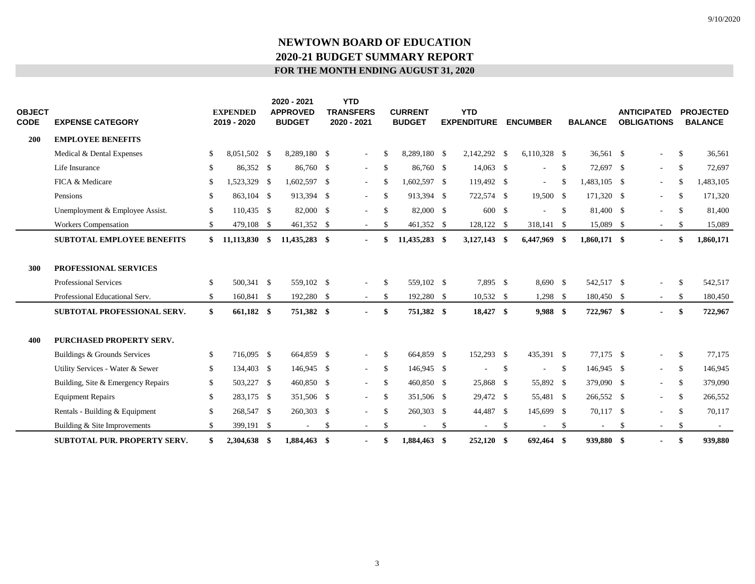9/10/2020

# NEWTOWN BOARD OF EDUCATION
## 2020-21 BUDGET SUMMARY REPORT
### FOR THE MONTH ENDING AUGUST 31, 2020

| OBJECT CODE | EXPENSE CATEGORY | EXPENDED 2019 - 2020 | 2020 - 2021 APPROVED BUDGET | YTD TRANSFERS 2020 - 2021 | CURRENT BUDGET | YTD EXPENDITURE | ENCUMBER | BALANCE | ANTICIPATED OBLIGATIONS | PROJECTED BALANCE |
|---|---|---|---|---|---|---|---|---|---|---|
| **200** | **EMPLOYEE BENEFITS** | | | | | | | | | |
| | Medical & Dental Expenses | $ 8,051,502 | $ 8,289,180 | $ - | $ 8,289,180 | $ 2,142,292 | $ 6,110,328 | $ 36,561 | $ - | $ 36,561 |
| | Life Insurance | $ 86,352 | $ 86,760 | $ - | $ 86,760 | $ 14,063 | $ - | $ 72,697 | $ - | $ 72,697 |
| | FICA & Medicare | $ 1,523,329 | $ 1,602,597 | $ - | $ 1,602,597 | $ 119,492 | $ - | $ 1,483,105 | $ - | $ 1,483,105 |
| | Pensions | $ 863,104 | $ 913,394 | $ - | $ 913,394 | $ 722,574 | $ 19,500 | $ 171,320 | $ - | $ 171,320 |
| | Unemployment & Employee Assist. | $ 110,435 | $ 82,000 | $ - | $ 82,000 | $ 600 | $ - | $ 81,400 | $ - | $ 81,400 |
| | Workers Compensation | $ 479,108 | $ 461,352 | $ - | $ 461,352 | $ 128,122 | $ 318,141 | $ 15,089 | $ - | $ 15,089 |
| | **SUBTOTAL EMPLOYEE BENEFITS** | **$ 11,113,830** | **$ 11,435,283** | **$ -** | **$ 11,435,283** | **$ 3,127,143** | **$ 6,447,969** | **$ 1,860,171** | **$ -** | **$ 1,860,171** |
| **300** | **PROFESSIONAL SERVICES** | | | | | | | | | |
| | Professional Services | $ 500,341 | $ 559,102 | $ - | $ 559,102 | $ 7,895 | $ 8,690 | $ 542,517 | $ - | $ 542,517 |
| | Professional Educational Serv. | $ 160,841 | $ 192,280 | $ - | $ 192,280 | $ 10,532 | $ 1,298 | $ 180,450 | $ - | $ 180,450 |
| | **SUBTOTAL PROFESSIONAL SERV.** | **$ 661,182** | **$ 751,382** | **$ -** | **$ 751,382** | **$ 18,427** | **$ 9,988** | **$ 722,967** | **$ -** | **$ 722,967** |
| **400** | **PURCHASED PROPERTY SERV.** | | | | | | | | | |
| | Buildings & Grounds Services | $ 716,095 | $ 664,859 | $ - | $ 664,859 | $ 152,293 | $ 435,391 | $ 77,175 | $ - | $ 77,175 |
| | Utility Services - Water & Sewer | $ 134,403 | $ 146,945 | $ - | $ 146,945 | $ - | $ - | $ 146,945 | $ - | $ 146,945 |
| | Building, Site & Emergency Repairs | $ 503,227 | $ 460,850 | $ - | $ 460,850 | $ 25,868 | $ 55,892 | $ 379,090 | $ - | $ 379,090 |
| | Equipment Repairs | $ 283,175 | $ 351,506 | $ - | $ 351,506 | $ 29,472 | $ 55,481 | $ 266,552 | $ - | $ 266,552 |
| | Rentals - Building & Equipment | $ 268,547 | $ 260,303 | $ - | $ 260,303 | $ 44,487 | $ 145,699 | $ 70,117 | $ - | $ 70,117 |
| | Building & Site Improvements | $ 399,191 | $ - | $ - | $ - | $ - | $ - | $ - | $ - | $ - |
| | **SUBTOTAL PUR. PROPERTY SERV.** | **$ 2,304,638** | **$ 1,884,463** | **$ -** | **$ 1,884,463** | **$ 252,120** | **$ 692,464** | **$ 939,880** | **$ -** | **$ 939,880** |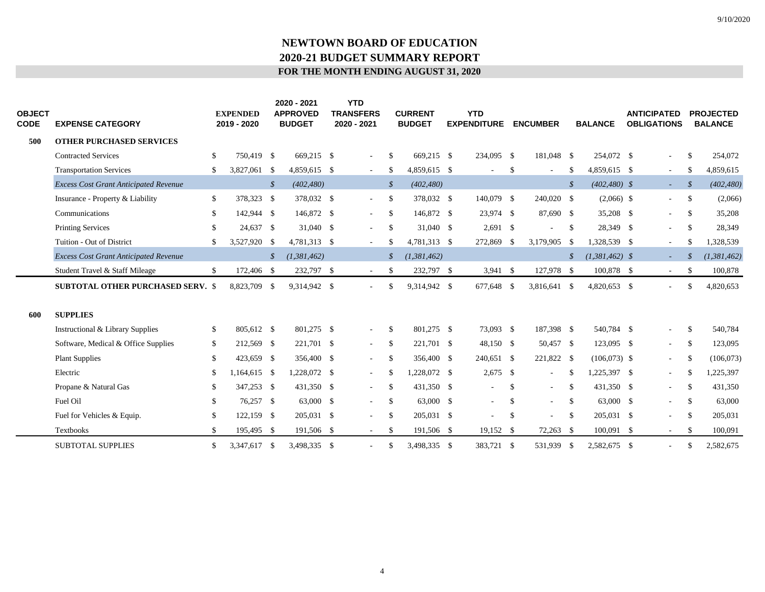# NEWTOWN BOARD OF EDUCATION
## 2020-21 BUDGET SUMMARY REPORT
### FOR THE MONTH ENDING AUGUST 31, 2020

| OBJECT CODE | EXPENSE CATEGORY | EXPENDED 2019 - 2020 | 2020 - 2021 APPROVED BUDGET | YTD TRANSFERS 2020 - 2021 | CURRENT BUDGET | YTD EXPENDITURE | ENCUMBER | BALANCE | ANTICIPATED OBLIGATIONS | PROJECTED BALANCE |
|---|---|---|---|---|---|---|---|---|---|---|
| **500** | **OTHER PURCHASED SERVICES** | | | | | | | | | |
| | Contracted Services | $ 750,419 | $ 669,215 | $ - | $ 669,215 | $ 234,095 | $ 181,048 | $ 254,072 | $ - | $ 254,072 |
| | Transportation Services | $ 3,827,061 | $ 4,859,615 | $ - | $ 4,859,615 | $ - | $ - | $ 4,859,615 | $ - | $ 4,859,615 |
| | *Excess Cost Grant Anticipated Revenue* | | *$ (402,480)* | | *$ (402,480)* | | | *$ (402,480)* | *$ -* | *$ (402,480)* |
| | Insurance - Property & Liability | $ 378,323 | $ 378,032 | $ - | $ 378,032 | $ 140,079 | $ 240,020 | $ (2,066) | $ - | $ (2,066) |
| | Communications | $ 142,944 | $ 146,872 | $ - | $ 146,872 | $ 23,974 | $ 87,690 | $ 35,208 | $ - | $ 35,208 |
| | Printing Services | $ 24,637 | $ 31,040 | $ - | $ 31,040 | $ 2,691 | $ - | $ 28,349 | $ - | $ 28,349 |
| | Tuition - Out of District | $ 3,527,920 | $ 4,781,313 | $ - | $ 4,781,313 | $ 272,869 | $ 3,179,905 | $ 1,328,539 | $ - | $ 1,328,539 |
| | *Excess Cost Grant Anticipated Revenue* | | *$ (1,381,462)* | | *$ (1,381,462)* | | | *$ (1,381,462)* | *$ -* | *$ (1,381,462)* |
| | Student Travel & Staff Mileage | $ 172,406 | $ 232,797 | $ - | $ 232,797 | $ 3,941 | $ 127,978 | $ 100,878 | $ - | $ 100,878 |
| | **SUBTOTAL OTHER PURCHASED SERV.** | $ 8,823,709 | $ 9,314,942 | $ - | $ 9,314,942 | $ 677,648 | $ 3,816,641 | $ 4,820,653 | $ - | $ 4,820,653 |
| **600** | **SUPPLIES** | | | | | | | | | |
| | Instructional & Library Supplies | $ 805,612 | $ 801,275 | $ - | $ 801,275 | $ 73,093 | $ 187,398 | $ 540,784 | $ - | $ 540,784 |
| | Software, Medical & Office Supplies | $ 212,569 | $ 221,701 | $ - | $ 221,701 | $ 48,150 | $ 50,457 | $ 123,095 | $ - | $ 123,095 |
| | Plant Supplies | $ 423,659 | $ 356,400 | $ - | $ 356,400 | $ 240,651 | $ 221,822 | $ (106,073) | $ - | $ (106,073) |
| | Electric | $ 1,164,615 | $ 1,228,072 | $ - | $ 1,228,072 | $ 2,675 | $ - | $ 1,225,397 | $ - | $ 1,225,397 |
| | Propane & Natural Gas | $ 347,253 | $ 431,350 | $ - | $ 431,350 | $ - | $ - | $ 431,350 | $ - | $ 431,350 |
| | Fuel Oil | $ 76,257 | $ 63,000 | $ - | $ 63,000 | $ - | $ - | $ 63,000 | $ - | $ 63,000 |
| | Fuel for Vehicles & Equip. | $ 122,159 | $ 205,031 | $ - | $ 205,031 | $ - | $ - | $ 205,031 | $ - | $ 205,031 |
| | Textbooks | $ 195,495 | $ 191,506 | $ - | $ 191,506 | $ 19,152 | $ 72,263 | $ 100,091 | $ - | $ 100,091 |
| | SUBTOTAL SUPPLIES | $ 3,347,617 | $ 3,498,335 | $ - | $ 3,498,335 | $ 383,721 | $ 531,939 | $ 2,582,675 | $ - | $ 2,582,675 |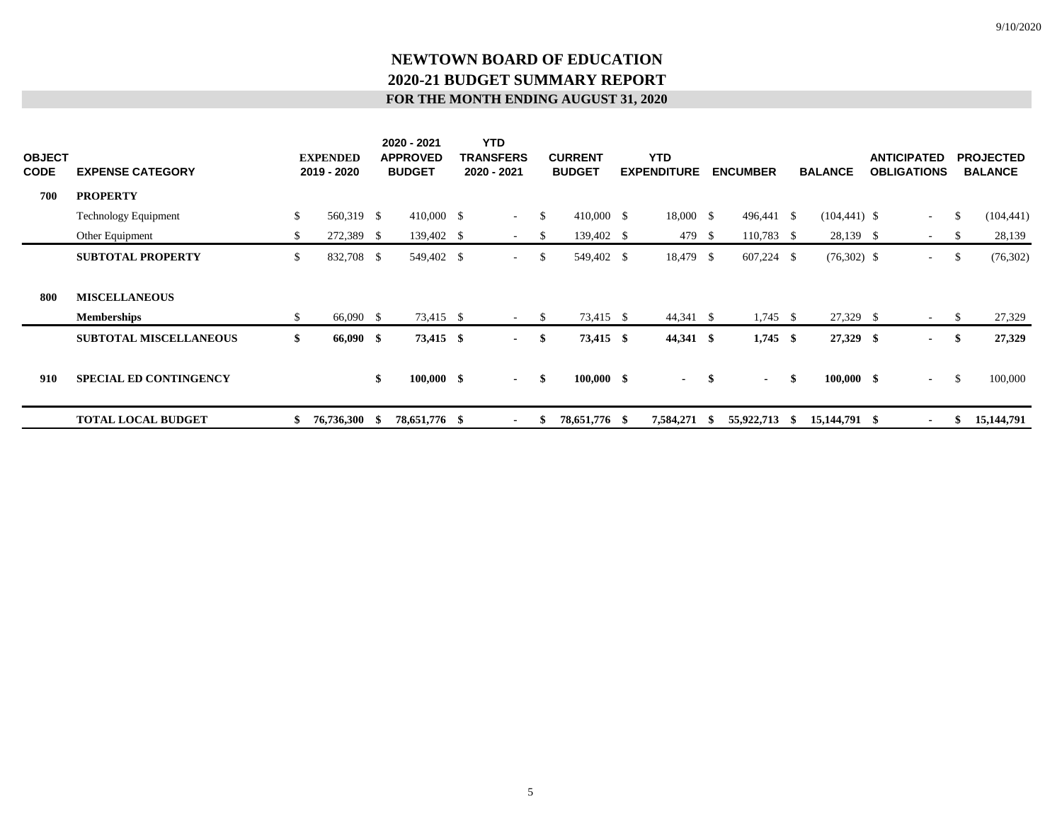# NEWTOWN BOARD OF EDUCATION

## 2020-21 BUDGET SUMMARY REPORT

### FOR THE MONTH ENDING AUGUST 31, 2020

| OBJECT CODE | EXPENSE CATEGORY | EXPENDED 2019 - 2020 | 2020 - 2021 APPROVED BUDGET | YTD TRANSFERS 2020 - 2021 | CURRENT BUDGET | YTD EXPENDITURE | ENCUMBER | BALANCE | ANTICIPATED OBLIGATIONS | PROJECTED BALANCE |
|---|---|---|---|---|---|---|---|---|---|---|
| **700** | **PROPERTY** | | | | | | | | | |
| | Technology Equipment | $ 560,319 | $ 410,000 | $ - | $ 410,000 | $ 18,000 | $ 496,441 | $ (104,441) | $ - | $ (104,441) |
| | Other Equipment | $ 272,389 | $ 139,402 | $ - | $ 139,402 | $ 479 | $ 110,783 | $ 28,139 | $ - | $ 28,139 |
| | **SUBTOTAL PROPERTY** | $ 832,708 | $ 549,402 | $ - | $ 549,402 | $ 18,479 | $ 607,224 | $ (76,302) | $ - | $ (76,302) |
| **800** | **MISCELLANEOUS** | | | | | | | | | |
| | **Memberships** | $ 66,090 | $ 73,415 | $ - | $ 73,415 | $ 44,341 | $ 1,745 | $ 27,329 | $ - | $ 27,329 |
| | **SUBTOTAL MISCELLANEOUS** | **$ 66,090** | **$ 73,415** | **$ -** | **$ 73,415** | **$ 44,341** | **$ 1,745** | **$ 27,329** | **$ -** | **$ 27,329** |
| **910** | **SPECIAL ED CONTINGENCY** | | **$ 100,000** | **$ -** | **$ 100,000** | **$ -** | **$ -** | **$ 100,000** | **$ -** | $ 100,000 |
| | **TOTAL LOCAL BUDGET** | **$ 76,736,300** | **$ 78,651,776** | **$ -** | **$ 78,651,776** | **$ 7,584,271** | **$ 55,922,713** | **$ 15,144,791** | **$ -** | **$ 15,144,791** |